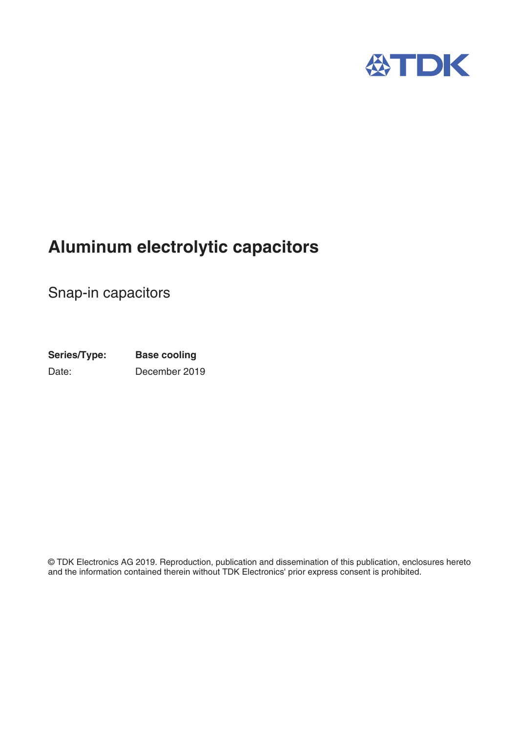# Aluminum electrolytic capacitors

## Snap-in capacitors

**Series/Type:** **Base cooling**
Date: December 2019

© TDK Electronics AG 2019. Reproduction, publication and dissemination of this publication, enclosures hereto and the information contained therein without TDK Electronics' prior express consent is prohibited.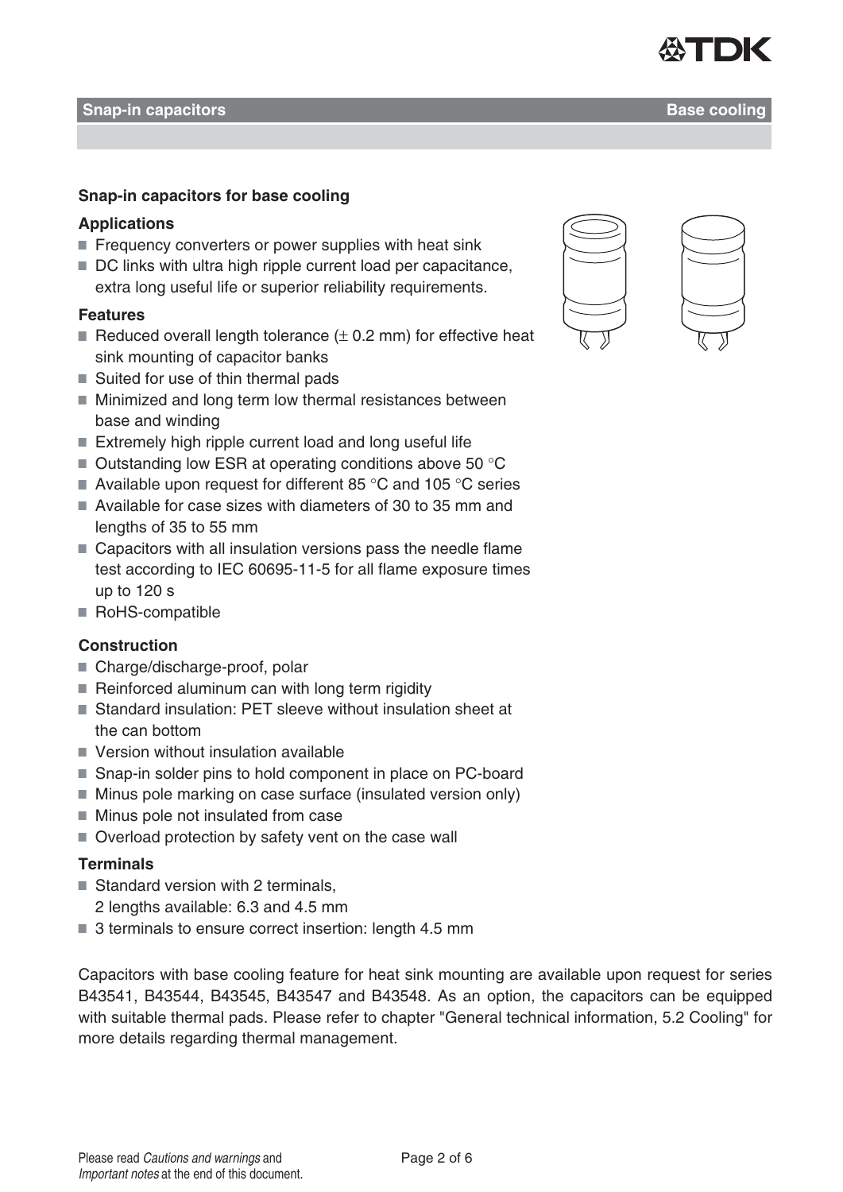## Snap-in capacitors for base cooling

### Applications

- Frequency converters or power supplies with heat sink
- DC links with ultra high ripple current load per capacitance, extra long useful life or superior reliability requirements.

### Features

- Reduced overall length tolerance (± 0.2 mm) for effective heat sink mounting of capacitor banks
- Suited for use of thin thermal pads
- Minimized and long term low thermal resistances between base and winding
- Extremely high ripple current load and long useful life
- Outstanding low ESR at operating conditions above 50 °C
- Available upon request for different 85 °C and 105 °C series
- Available for case sizes with diameters of 30 to 35 mm and lengths of 35 to 55 mm
- Capacitors with all insulation versions pass the needle flame test according to IEC 60695-11-5 for all flame exposure times up to 120 s
- RoHS-compatible

### Construction

- Charge/discharge-proof, polar
- Reinforced aluminum can with long term rigidity
- Standard insulation: PET sleeve without insulation sheet at the can bottom
- Version without insulation available
- Snap-in solder pins to hold component in place on PC-board
- Minus pole marking on case surface (insulated version only)
- Minus pole not insulated from case
- Overload protection by safety vent on the case wall

### Terminals

- Standard version with 2 terminals, 2 lengths available: 6.3 and 4.5 mm
- 3 terminals to ensure correct insertion: length 4.5 mm

Capacitors with base cooling feature for heat sink mounting are available upon request for series B43541, B43544, B43545, B43547 and B43548. As an option, the capacitors can be equipped with suitable thermal pads. Please refer to chapter "General technical information, 5.2 Cooling" for more details regarding thermal management.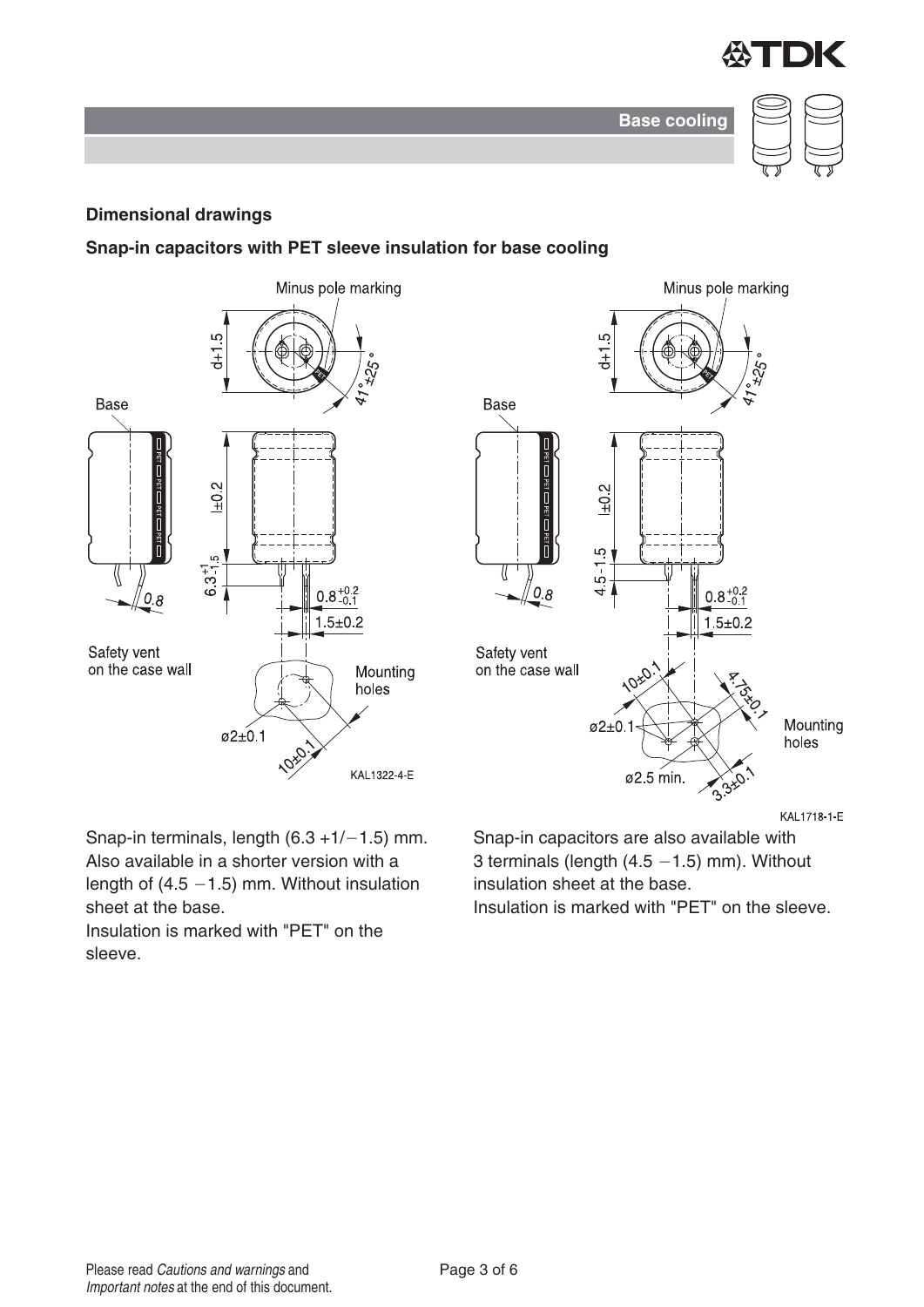## Dimensional drawings

### Snap-in capacitors with PET sleeve insulation for base cooling

Snap-in terminals, length (6.3 +1/−1.5) mm. Also available in a shorter version with a length of (4.5 −1.5) mm. Without insulation sheet at the base.
Insulation is marked with "PET" on the sleeve.

Snap-in capacitors are also available with 3 terminals (length (4.5 −1.5) mm). Without insulation sheet at the base.
Insulation is marked with "PET" on the sleeve.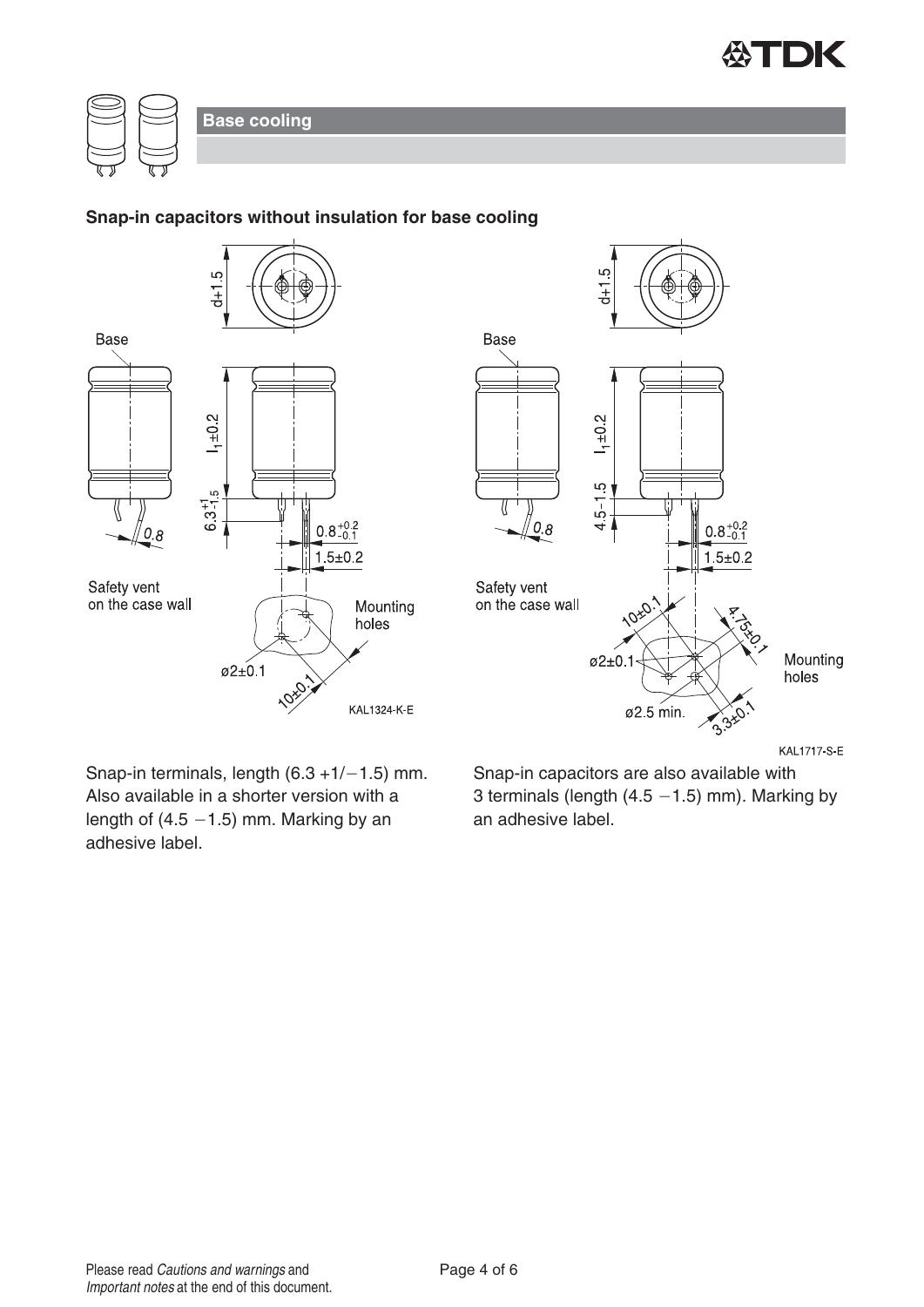## Base cooling

### Snap-in capacitors without insulation for base cooling

Snap-in terminals, length (6.3 +1/−1.5) mm. Also available in a shorter version with a length of (4.5 −1.5) mm. Marking by an adhesive label.

Snap-in capacitors are also available with 3 terminals (length (4.5 −1.5) mm). Marking by an adhesive label.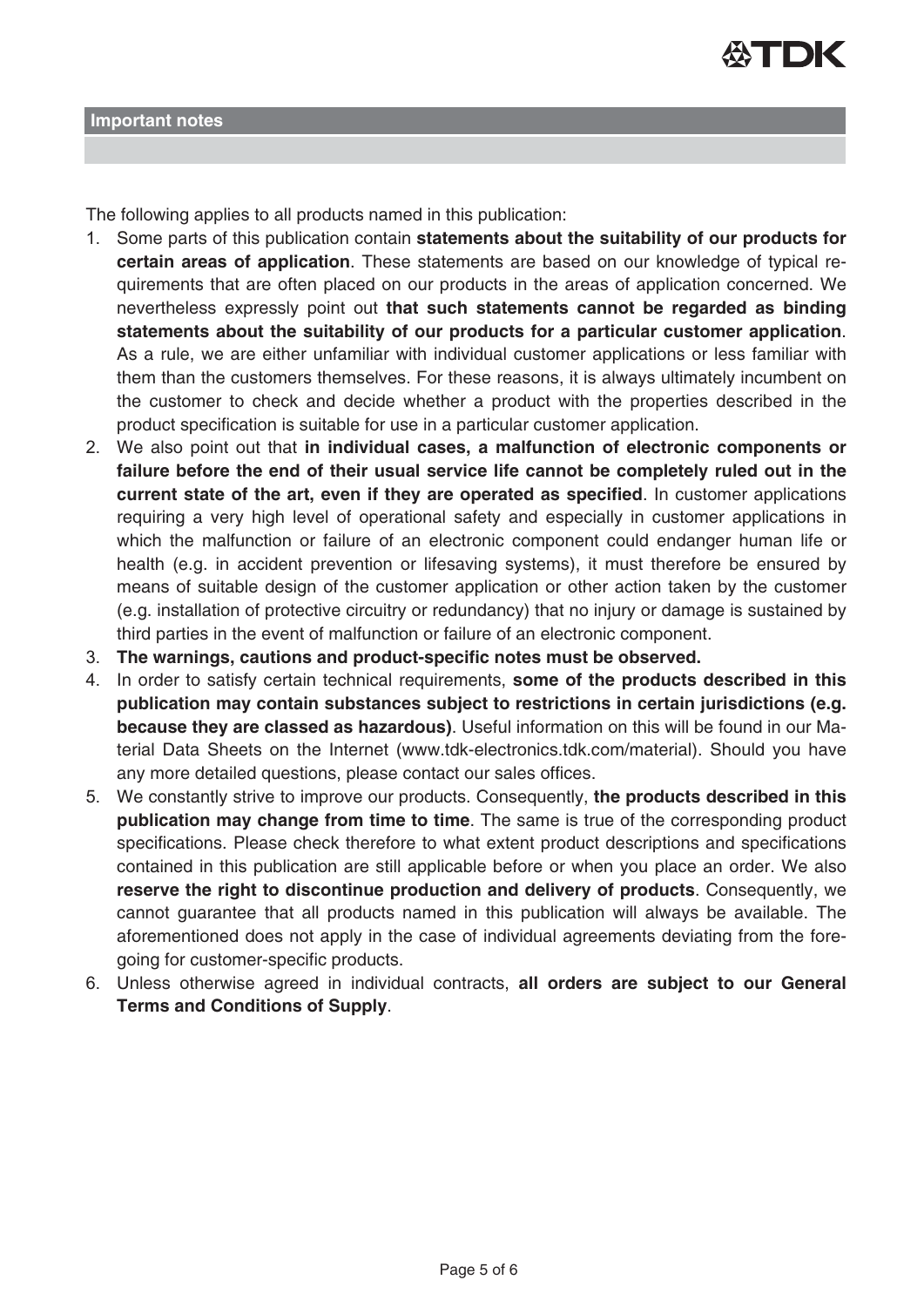## Important notes

The following applies to all products named in this publication:

1. Some parts of this publication contain **statements about the suitability of our products for certain areas of application**. These statements are based on our knowledge of typical requirements that are often placed on our products in the areas of application concerned. We nevertheless expressly point out **that such statements cannot be regarded as binding statements about the suitability of our products for a particular customer application**. As a rule, we are either unfamiliar with individual customer applications or less familiar with them than the customers themselves. For these reasons, it is always ultimately incumbent on the customer to check and decide whether a product with the properties described in the product specification is suitable for use in a particular customer application.
2. We also point out that **in individual cases, a malfunction of electronic components or failure before the end of their usual service life cannot be completely ruled out in the current state of the art, even if they are operated as specified**. In customer applications requiring a very high level of operational safety and especially in customer applications in which the malfunction or failure of an electronic component could endanger human life or health (e.g. in accident prevention or lifesaving systems), it must therefore be ensured by means of suitable design of the customer application or other action taken by the customer (e.g. installation of protective circuitry or redundancy) that no injury or damage is sustained by third parties in the event of malfunction or failure of an electronic component.
3. **The warnings, cautions and product-specific notes must be observed.**
4. In order to satisfy certain technical requirements, **some of the products described in this publication may contain substances subject to restrictions in certain jurisdictions (e.g. because they are classed as hazardous)**. Useful information on this will be found in our Material Data Sheets on the Internet (www.tdk-electronics.tdk.com/material). Should you have any more detailed questions, please contact our sales offices.
5. We constantly strive to improve our products. Consequently, **the products described in this publication may change from time to time**. The same is true of the corresponding product specifications. Please check therefore to what extent product descriptions and specifications contained in this publication are still applicable before or when you place an order. We also **reserve the right to discontinue production and delivery of products**. Consequently, we cannot guarantee that all products named in this publication will always be available. The aforementioned does not apply in the case of individual agreements deviating from the foregoing for customer-specific products.
6. Unless otherwise agreed in individual contracts, **all orders are subject to our General Terms and Conditions of Supply**.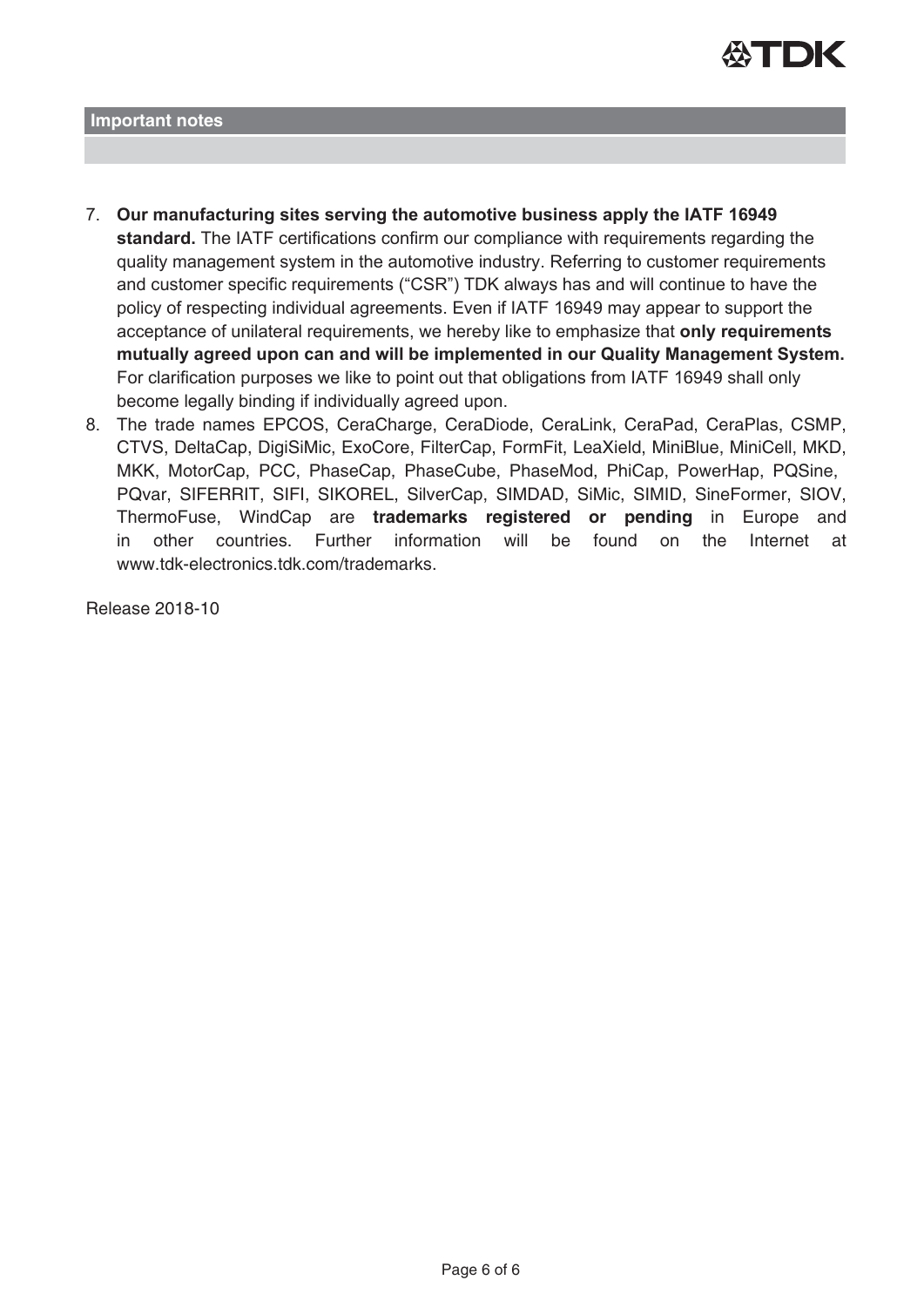## Important notes

7. **Our manufacturing sites serving the automotive business apply the IATF 16949 standard.** The IATF certifications confirm our compliance with requirements regarding the quality management system in the automotive industry. Referring to customer requirements and customer specific requirements ("CSR") TDK always has and will continue to have the policy of respecting individual agreements. Even if IATF 16949 may appear to support the acceptance of unilateral requirements, we hereby like to emphasize that **only requirements mutually agreed upon can and will be implemented in our Quality Management System.** For clarification purposes we like to point out that obligations from IATF 16949 shall only become legally binding if individually agreed upon.
8. The trade names EPCOS, CeraCharge, CeraDiode, CeraLink, CeraPad, CeraPlas, CSMP, CTVS, DeltaCap, DigiSiMic, ExoCore, FilterCap, FormFit, LeaXield, MiniBlue, MiniCell, MKD, MKK, MotorCap, PCC, PhaseCap, PhaseCube, PhaseMod, PhiCap, PowerHap, PQSine, PQvar, SIFERRIT, SIFI, SIKOREL, SilverCap, SIMDAD, SiMic, SIMID, SineFormer, SIOV, ThermoFuse, WindCap are **trademarks registered or pending** in Europe and in other countries. Further information will be found on the Internet at www.tdk-electronics.tdk.com/trademarks.

Release 2018-10